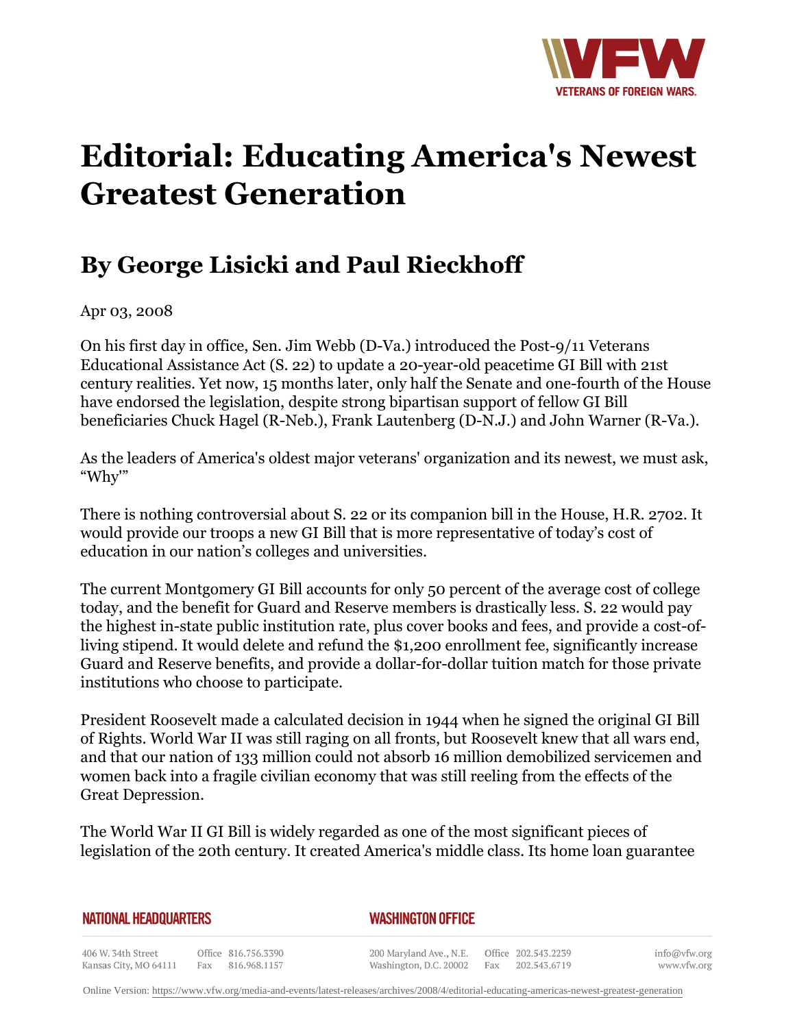# Editorial: Educating America's Newest Greatest Generation

## By George Lisicki and Paul Rieckhoff

Apr 03, 2008

On his first day in office, Sen. Jim Webb (D-Va.) introduced the Post-9/11 Veterans Educational Assistance Act (S. 22) to update a 20-year-old peacetime GI Bill with 21st century realities. Yet now, 15 months later, only half the Senate and one-fourth of the House have endorsed the legislation, despite strong bipartisan support of fellow GI Bill beneficiaries Chuck Hagel (R-Neb.), Frank Lautenberg (D-N.J.) and John Warner (R-Va.).

As the leaders of America's oldest major veterans' organization and its newest, we must ask, "Why'"

There is nothing controversial about S. 22 or its companion bill in the House, H.R. 2702. It would provide our troops a new GI Bill that is more representative of today's cost of education in our nation's colleges and universities.

The current Montgomery GI Bill accounts for only 50 percent of the average cost of college today, and the benefit for Guard and Reserve members is drastically less. S. 22 would pay the highest in-state public institution rate, plus cover books and fees, and provide a cost-of-living stipend. It would delete and refund the $1,200 enrollment fee, significantly increase Guard and Reserve benefits, and provide a dollar-for-dollar tuition match for those private institutions who choose to participate.

President Roosevelt made a calculated decision in 1944 when he signed the original GI Bill of Rights. World War II was still raging on all fronts, but Roosevelt knew that all wars end, and that our nation of 133 million could not absorb 16 million demobilized servicemen and women back into a fragile civilian economy that was still reeling from the effects of the Great Depression.

The World War II GI Bill is widely regarded as one of the most significant pieces of legislation of the 20th century. It created America's middle class. Its home loan guarantee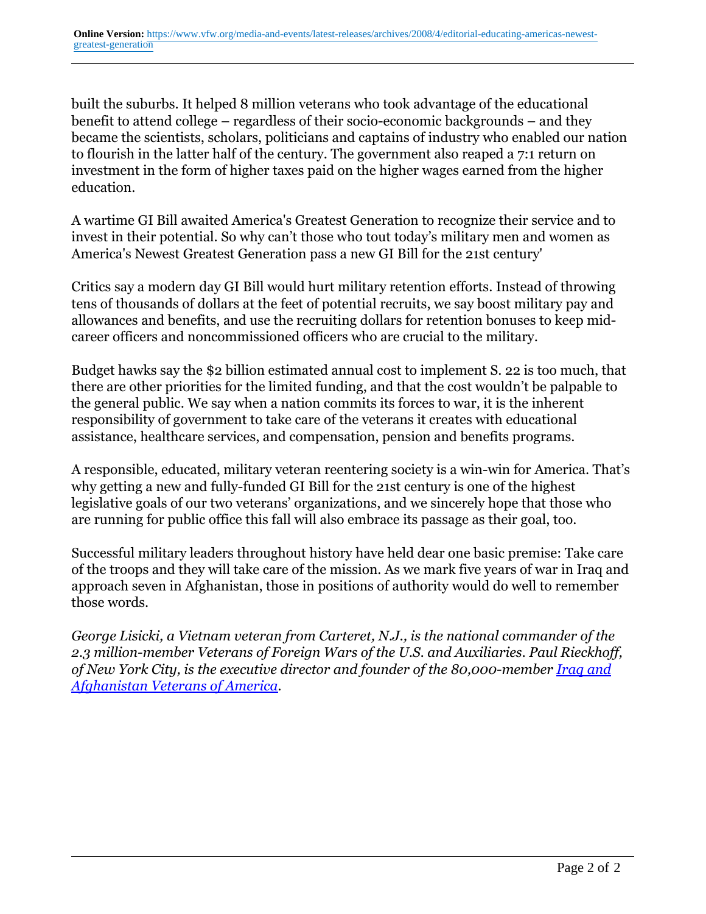built the suburbs. It helped 8 million veterans who took advantage of the educational benefit to attend college – regardless of their socio-economic backgrounds – and they became the scientists, scholars, politicians and captains of industry who enabled our nation to flourish in the latter half of the century. The government also reaped a 7:1 return on investment in the form of higher taxes paid on the higher wages earned from the higher education.

A wartime GI Bill awaited America's Greatest Generation to recognize their service and to invest in their potential. So why can't those who tout today's military men and women as America's Newest Greatest Generation pass a new GI Bill for the 21st century'

Critics say a modern day GI Bill would hurt military retention efforts. Instead of throwing tens of thousands of dollars at the feet of potential recruits, we say boost military pay and allowances and benefits, and use the recruiting dollars for retention bonuses to keep mid-career officers and noncommissioned officers who are crucial to the military.

Budget hawks say the $2 billion estimated annual cost to implement S. 22 is too much, that there are other priorities for the limited funding, and that the cost wouldn't be palpable to the general public. We say when a nation commits its forces to war, it is the inherent responsibility of government to take care of the veterans it creates with educational assistance, healthcare services, and compensation, pension and benefits programs.

A responsible, educated, military veteran reentering society is a win-win for America. That's why getting a new and fully-funded GI Bill for the 21st century is one of the highest legislative goals of our two veterans' organizations, and we sincerely hope that those who are running for public office this fall will also embrace its passage as their goal, too.

Successful military leaders throughout history have held dear one basic premise: Take care of the troops and they will take care of the mission. As we mark five years of war in Iraq and approach seven in Afghanistan, those in positions of authority would do well to remember those words.

*George Lisicki, a Vietnam veteran from Carteret, N.J., is the national commander of the 2.3 million-member Veterans of Foreign Wars of the U.S. and Auxiliaries. Paul Rieckhoff, of New York City, is the executive director and founder of the 80,000-member Iraq and Afghanistan Veterans of America.*